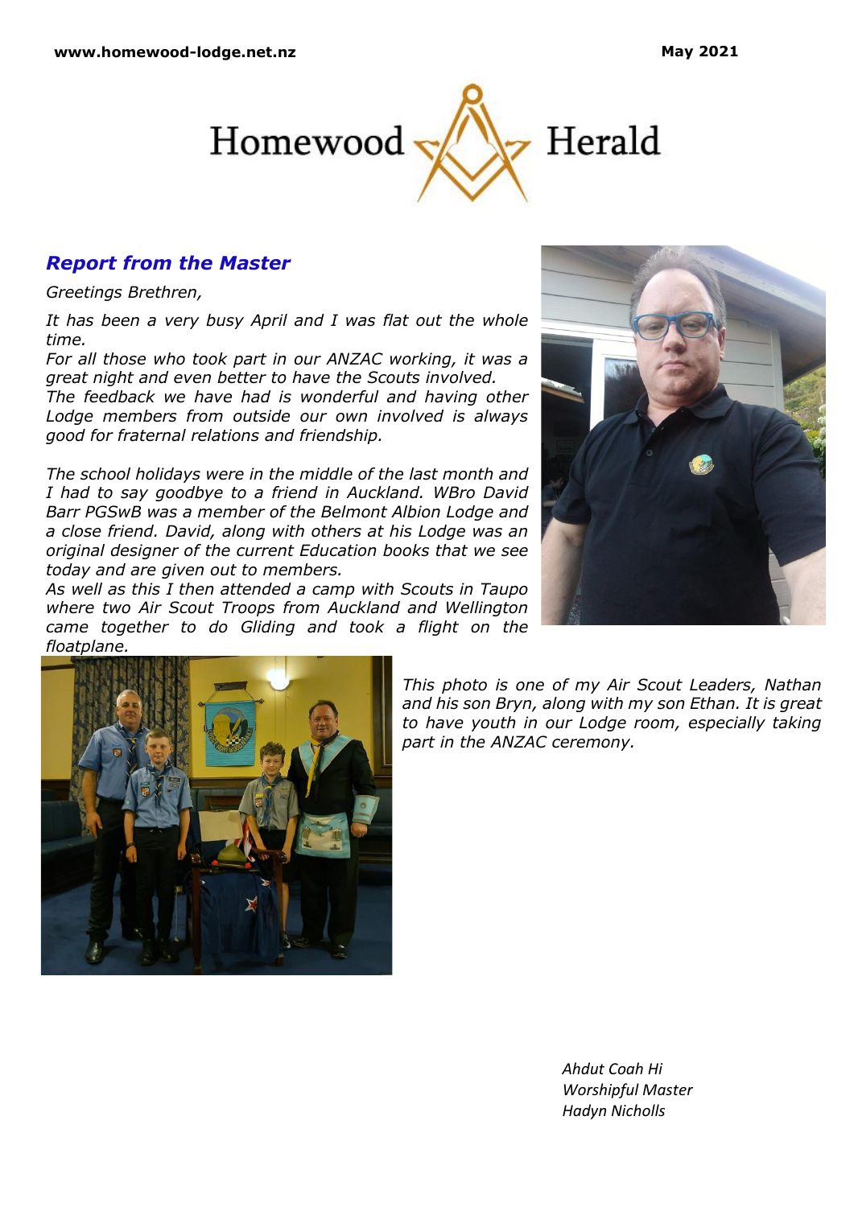# Homewood Herald

## *Report from the Master*

*Greetings Brethren,*

*It has been a very busy April and I was flat out the whole time.*
*For all those who took part in our ANZAC working, it was a great night and even better to have the Scouts involved.*
*The feedback we have had is wonderful and having other Lodge members from outside our own involved is always good for fraternal relations and friendship.*

*The school holidays were in the middle of the last month and I had to say goodbye to a friend in Auckland. WBro David Barr PGSwB was a member of the Belmont Albion Lodge and a close friend. David, along with others at his Lodge was an original designer of the current Education books that we see today and are given out to members.*
*As well as this I then attended a camp with Scouts in Taupo where two Air Scout Troops from Auckland and Wellington came together to do Gliding and took a flight on the floatplane.*

*This photo is one of my Air Scout Leaders, Nathan and his son Bryn, along with my son Ethan. It is great to have youth in our Lodge room, especially taking part in the ANZAC ceremony.*

*Ahdut Coah Hi*
*Worshipful Master*
*Hadyn Nicholls*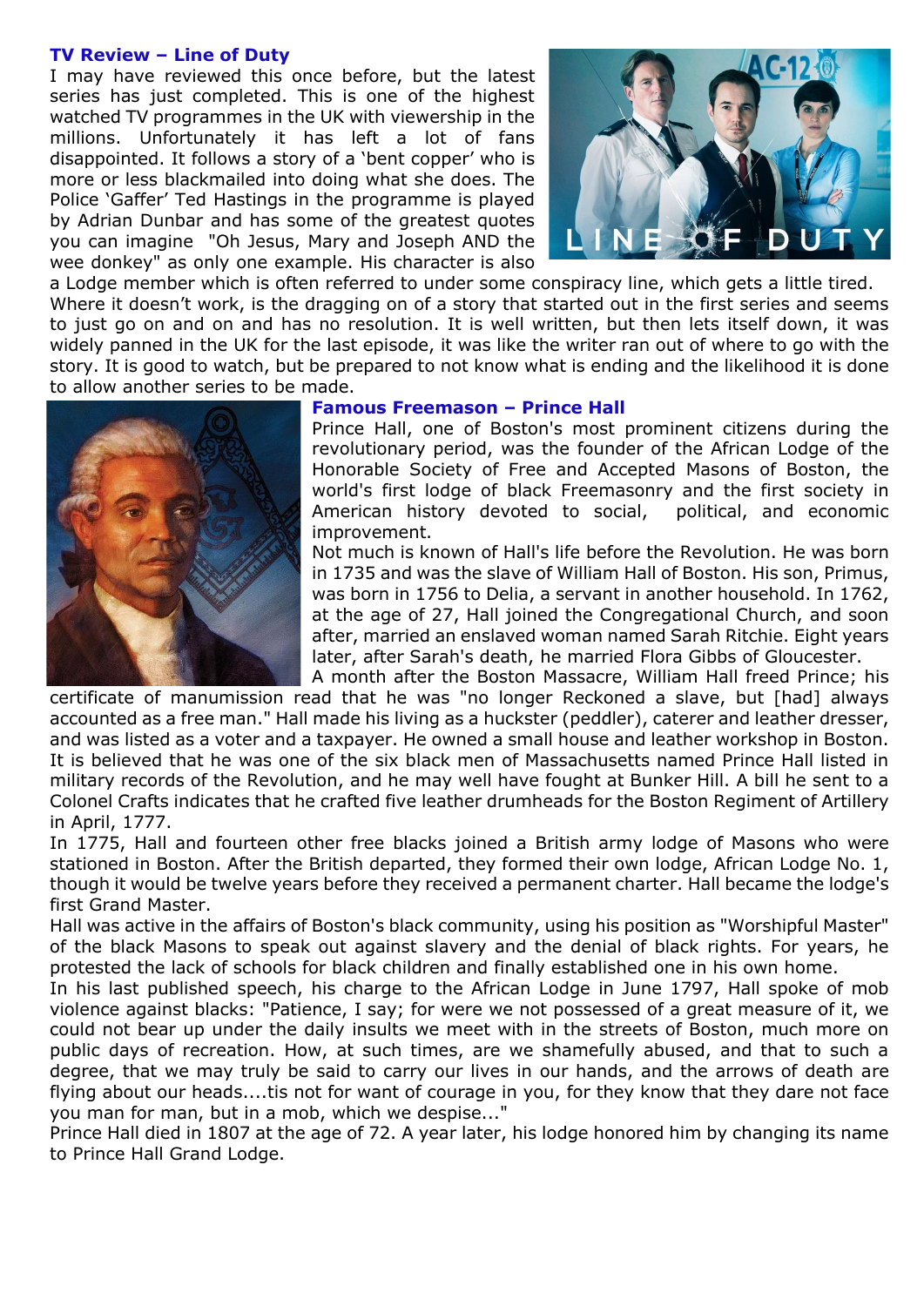### TV Review – Line of Duty

I may have reviewed this once before, but the latest series has just completed. This is one of the highest watched TV programmes in the UK with viewership in the millions. Unfortunately it has left a lot of fans disappointed. It follows a story of a 'bent copper' who is more or less blackmailed into doing what she does. The Police 'Gaffer' Ted Hastings in the programme is played by Adrian Dunbar and has some of the greatest quotes you can imagine "Oh Jesus, Mary and Joseph AND the wee donkey" as only one example. His character is also a Lodge member which is often referred to under some conspiracy line, which gets a little tired. Where it doesn't work, is the dragging on of a story that started out in the first series and seems to just go on and on and has no resolution. It is well written, but then lets itself down, it was widely panned in the UK for the last episode, it was like the writer ran out of where to go with the story. It is good to watch, but be prepared to not know what is ending and the likelihood it is done to allow another series to be made.

### Famous Freemason – Prince Hall

Prince Hall, one of Boston's most prominent citizens during the revolutionary period, was the founder of the African Lodge of the Honorable Society of Free and Accepted Masons of Boston, the world's first lodge of black Freemasonry and the first society in American history devoted to social, political, and economic improvement.

Not much is known of Hall's life before the Revolution. He was born in 1735 and was the slave of William Hall of Boston. His son, Primus, was born in 1756 to Delia, a servant in another household. In 1762, at the age of 27, Hall joined the Congregational Church, and soon after, married an enslaved woman named Sarah Ritchie. Eight years later, after Sarah's death, he married Flora Gibbs of Gloucester.

A month after the Boston Massacre, William Hall freed Prince; his certificate of manumission read that he was "no longer Reckoned a slave, but [had] always accounted as a free man." Hall made his living as a huckster (peddler), caterer and leather dresser, and was listed as a voter and a taxpayer. He owned a small house and leather workshop in Boston. It is believed that he was one of the six black men of Massachusetts named Prince Hall listed in military records of the Revolution, and he may well have fought at Bunker Hill. A bill he sent to a Colonel Crafts indicates that he crafted five leather drumheads for the Boston Regiment of Artillery in April, 1777.

In 1775, Hall and fourteen other free blacks joined a British army lodge of Masons who were stationed in Boston. After the British departed, they formed their own lodge, African Lodge No. 1, though it would be twelve years before they received a permanent charter. Hall became the lodge's first Grand Master.

Hall was active in the affairs of Boston's black community, using his position as "Worshipful Master" of the black Masons to speak out against slavery and the denial of black rights. For years, he protested the lack of schools for black children and finally established one in his own home.

In his last published speech, his charge to the African Lodge in June 1797, Hall spoke of mob violence against blacks: "Patience, I say; for were we not possessed of a great measure of it, we could not bear up under the daily insults we meet with in the streets of Boston, much more on public days of recreation. How, at such times, are we shamefully abused, and that to such a degree, that we may truly be said to carry our lives in our hands, and the arrows of death are flying about our heads....tis not for want of courage in you, for they know that they dare not face you man for man, but in a mob, which we despise..."

Prince Hall died in 1807 at the age of 72. A year later, his lodge honored him by changing its name to Prince Hall Grand Lodge.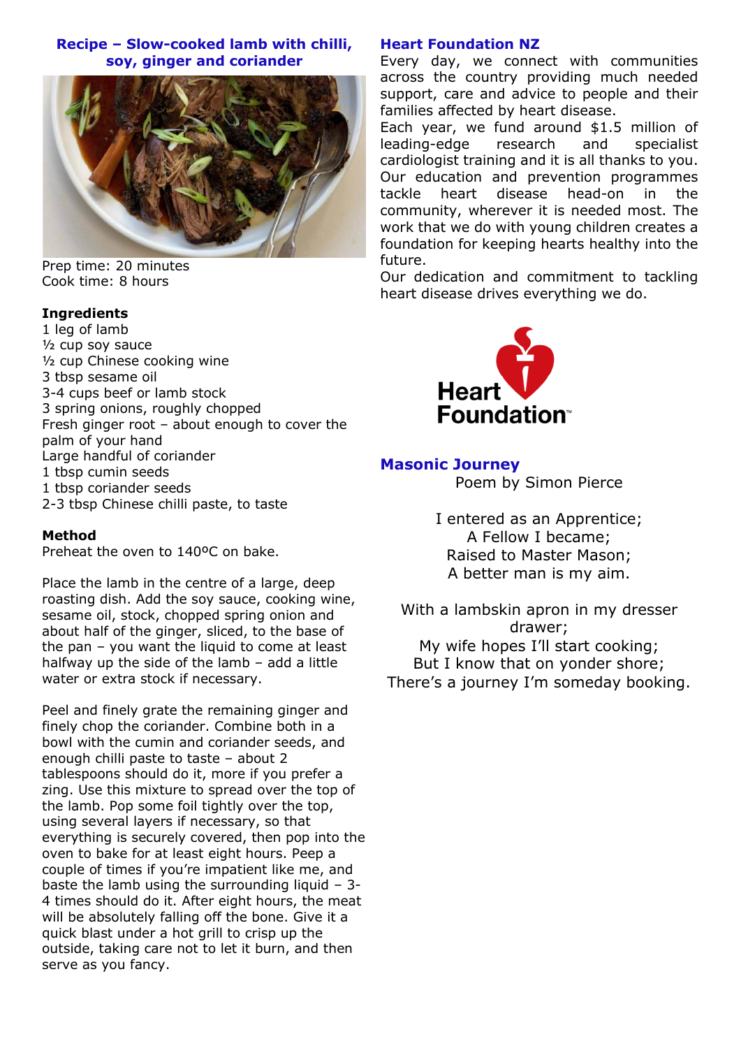## Recipe – Slow-cooked lamb with chilli, soy, ginger and coriander

Prep time: 20 minutes
Cook time: 8 hours

**Ingredients**

1 leg of lamb
½ cup soy sauce
½ cup Chinese cooking wine
3 tbsp sesame oil
3-4 cups beef or lamb stock
3 spring onions, roughly chopped
Fresh ginger root – about enough to cover the palm of your hand
Large handful of coriander
1 tbsp cumin seeds
1 tbsp coriander seeds
2-3 tbsp Chinese chilli paste, to taste

**Method**

Preheat the oven to 140ºC on bake.

Place the lamb in the centre of a large, deep roasting dish. Add the soy sauce, cooking wine, sesame oil, stock, chopped spring onion and about half of the ginger, sliced, to the base of the pan – you want the liquid to come at least halfway up the side of the lamb – add a little water or extra stock if necessary.

Peel and finely grate the remaining ginger and finely chop the coriander. Combine both in a bowl with the cumin and coriander seeds, and enough chilli paste to taste – about 2 tablespoons should do it, more if you prefer a zing. Use this mixture to spread over the top of the lamb. Pop some foil tightly over the top, using several layers if necessary, so that everything is securely covered, then pop into the oven to bake for at least eight hours. Peep a couple of times if you're impatient like me, and baste the lamb using the surrounding liquid – 3-4 times should do it. After eight hours, the meat will be absolutely falling off the bone. Give it a quick blast under a hot grill to crisp up the outside, taking care not to let it burn, and then serve as you fancy.

## Heart Foundation NZ

Every day, we connect with communities across the country providing much needed support, care and advice to people and their families affected by heart disease.

Each year, we fund around $1.5 million of leading-edge research and specialist cardiologist training and it is all thanks to you. Our education and prevention programmes tackle heart disease head-on in the community, wherever it is needed most. The work that we do with young children creates a foundation for keeping hearts healthy into the future.

Our dedication and commitment to tackling heart disease drives everything we do.

Heart Foundation™

## Masonic Journey

Poem by Simon Pierce

I entered as an Apprentice;
A Fellow I became;
Raised to Master Mason;
A better man is my aim.

With a lambskin apron in my dresser drawer;
My wife hopes I'll start cooking;
But I know that on yonder shore;
There's a journey I'm someday booking.